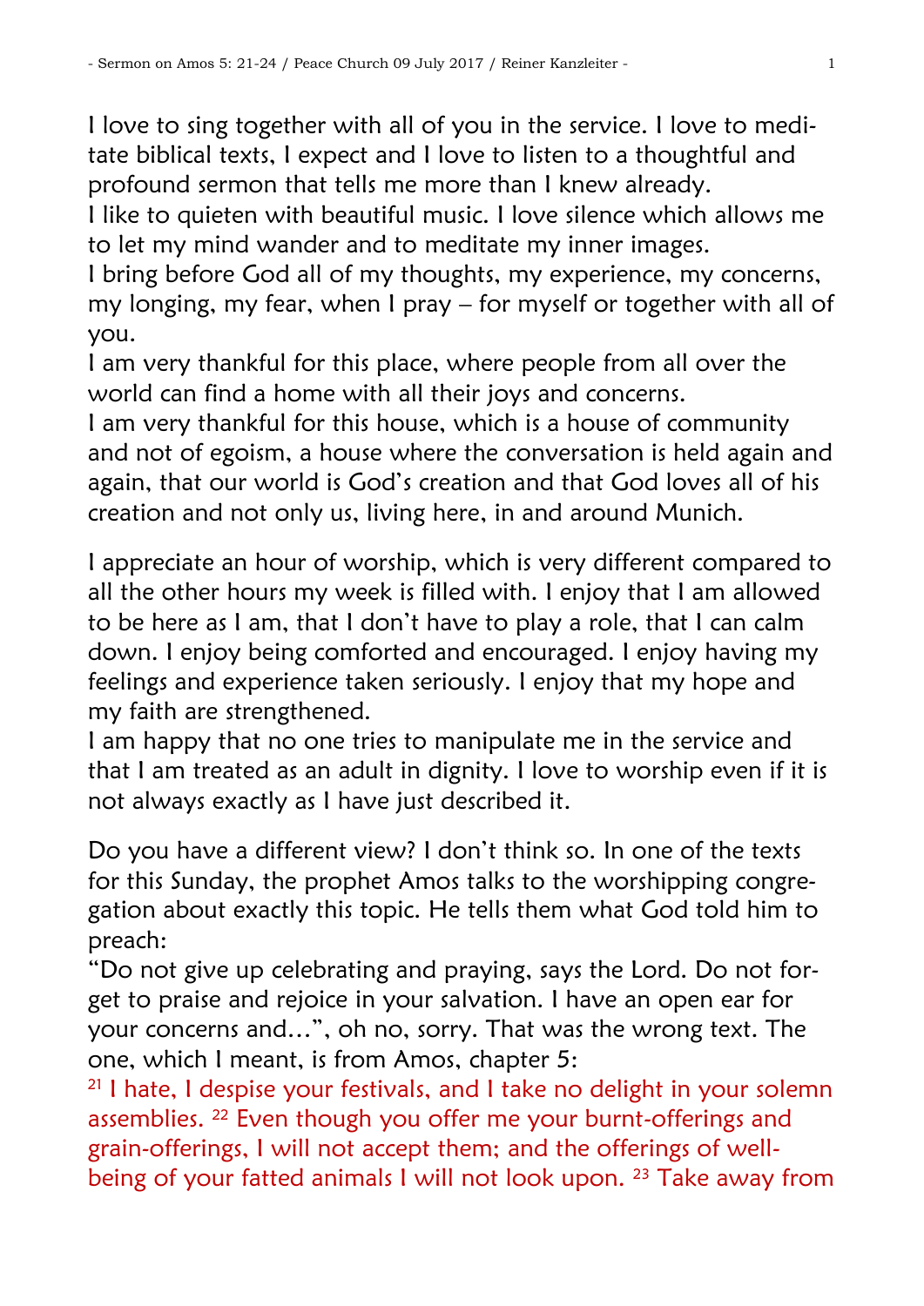I love to sing together with all of you in the service. I love to meditate biblical texts, I expect and I love to listen to a thoughtful and profound sermon that tells me more than I knew already.
I like to quieten with beautiful music. I love silence which allows me to let my mind wander and to meditate my inner images.
I bring before God all of my thoughts, my experience, my concerns, my longing, my fear, when I pray – for myself or together with all of you.
I am very thankful for this place, where people from all over the world can find a home with all their joys and concerns.
I am very thankful for this house, which is a house of community and not of egoism, a house where the conversation is held again and again, that our world is God's creation and that God loves all of his creation and not only us, living here, in and around Munich.

I appreciate an hour of worship, which is very different compared to all the other hours my week is filled with. I enjoy that I am allowed to be here as I am, that I don't have to play a role, that I can calm down. I enjoy being comforted and encouraged. I enjoy having my feelings and experience taken seriously. I enjoy that my hope and my faith are strengthened.
I am happy that no one tries to manipulate me in the service and that I am treated as an adult in dignity. I love to worship even if it is not always exactly as I have just described it.

Do you have a different view? I don't think so. In one of the texts for this Sunday, the prophet Amos talks to the worshipping congregation about exactly this topic. He tells them what God told him to preach:
"Do not give up celebrating and praying, says the Lord. Do not forget to praise and rejoice in your salvation. I have an open ear for your concerns and…", oh no, sorry. That was the wrong text. The one, which I meant, is from Amos, chapter 5:
[21] I hate, I despise your festivals, and I take no delight in your solemn assemblies. [22] Even though you offer me your burnt-offerings and grain-offerings, I will not accept them; and the offerings of well-being of your fatted animals I will not look upon. [23] Take away from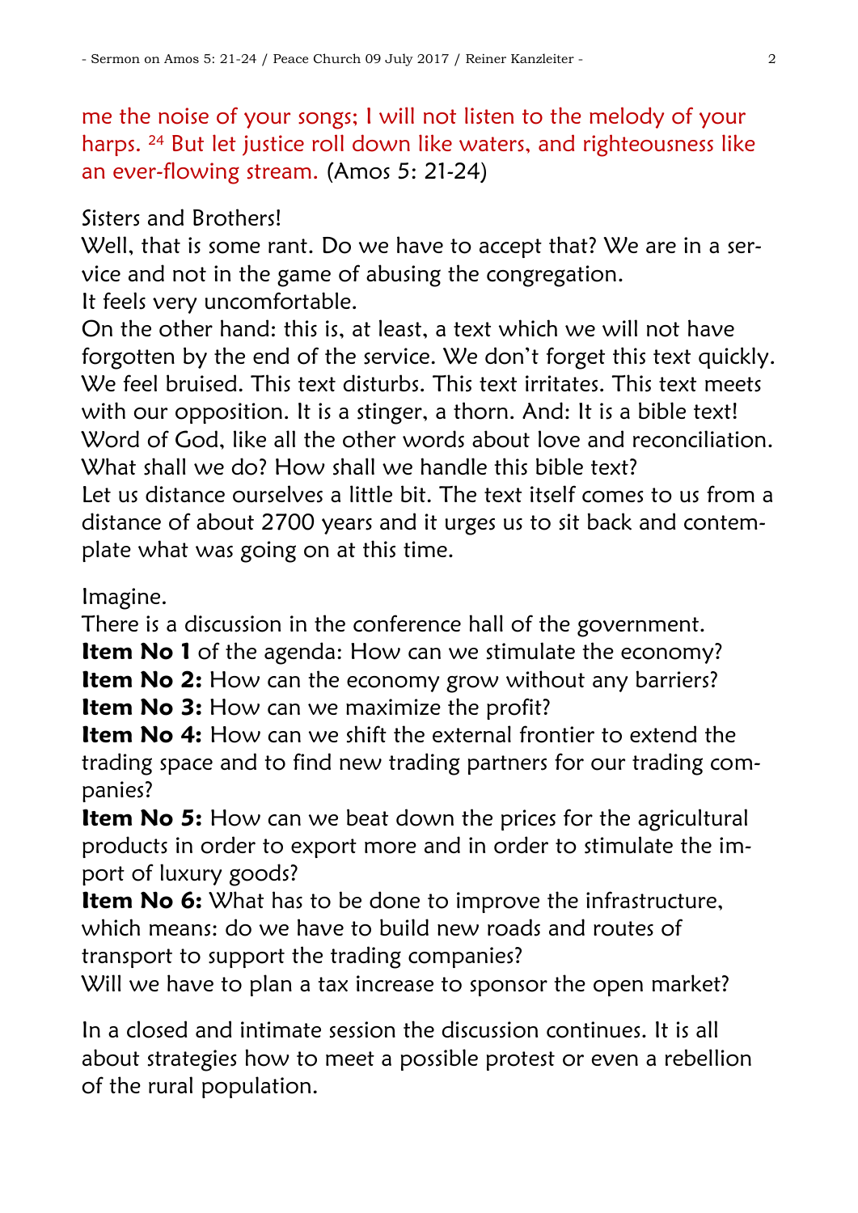me the noise of your songs; I will not listen to the melody of your harps. 24 But let justice roll down like waters, and righteousness like an ever-flowing stream. (Amos 5: 21-24)

Sisters and Brothers!

Well, that is some rant. Do we have to accept that? We are in a service and not in the game of abusing the congregation.

It feels very uncomfortable.

On the other hand: this is, at least, a text which we will not have forgotten by the end of the service. We don't forget this text quickly. We feel bruised. This text disturbs. This text irritates. This text meets with our opposition. It is a stinger, a thorn. And: It is a bible text! Word of God, like all the other words about love and reconciliation. What shall we do? How shall we handle this bible text?

Let us distance ourselves a little bit. The text itself comes to us from a distance of about 2700 years and it urges us to sit back and contemplate what was going on at this time.

Imagine.

There is a discussion in the conference hall of the government.

**Item No 1** of the agenda: How can we stimulate the economy?

**Item No 2:** How can the economy grow without any barriers?

**Item No 3:** How can we maximize the profit?

**Item No 4:** How can we shift the external frontier to extend the trading space and to find new trading partners for our trading companies?

**Item No 5:** How can we beat down the prices for the agricultural products in order to export more and in order to stimulate the import of luxury goods?

**Item No 6:** What has to be done to improve the infrastructure, which means: do we have to build new roads and routes of transport to support the trading companies?

Will we have to plan a tax increase to sponsor the open market?

In a closed and intimate session the discussion continues. It is all about strategies how to meet a possible protest or even a rebellion of the rural population.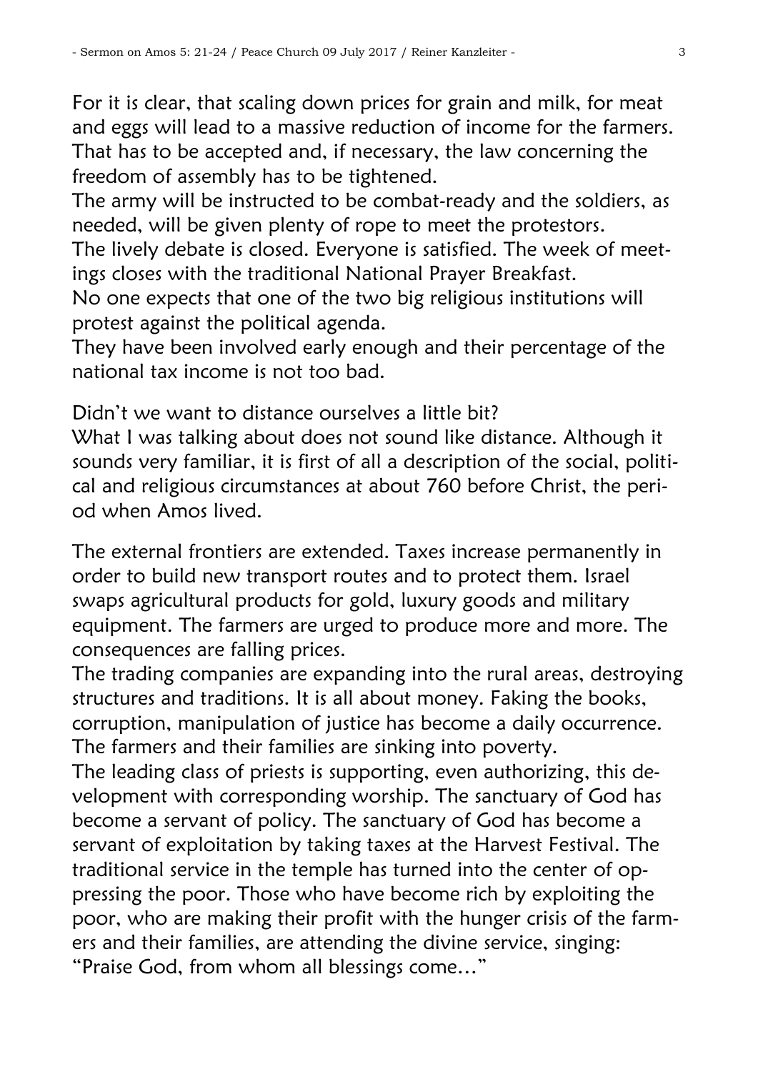For it is clear, that scaling down prices for grain and milk, for meat and eggs will lead to a massive reduction of income for the farmers. That has to be accepted and, if necessary, the law concerning the freedom of assembly has to be tightened.
The army will be instructed to be combat-ready and the soldiers, as needed, will be given plenty of rope to meet the protestors.
The lively debate is closed. Everyone is satisfied. The week of meetings closes with the traditional National Prayer Breakfast.
No one expects that one of the two big religious institutions will protest against the political agenda.
They have been involved early enough and their percentage of the national tax income is not too bad.

Didn't we want to distance ourselves a little bit?
What I was talking about does not sound like distance. Although it sounds very familiar, it is first of all a description of the social, political and religious circumstances at about 760 before Christ, the period when Amos lived.

The external frontiers are extended. Taxes increase permanently in order to build new transport routes and to protect them. Israel swaps agricultural products for gold, luxury goods and military equipment. The farmers are urged to produce more and more. The consequences are falling prices.
The trading companies are expanding into the rural areas, destroying structures and traditions. It is all about money. Faking the books, corruption, manipulation of justice has become a daily occurrence. The farmers and their families are sinking into poverty.
The leading class of priests is supporting, even authorizing, this development with corresponding worship. The sanctuary of God has become a servant of policy. The sanctuary of God has become a servant of exploitation by taking taxes at the Harvest Festival. The traditional service in the temple has turned into the center of oppressing the poor. Those who have become rich by exploiting the poor, who are making their profit with the hunger crisis of the farmers and their families, are attending the divine service, singing: "Praise God, from whom all blessings come…"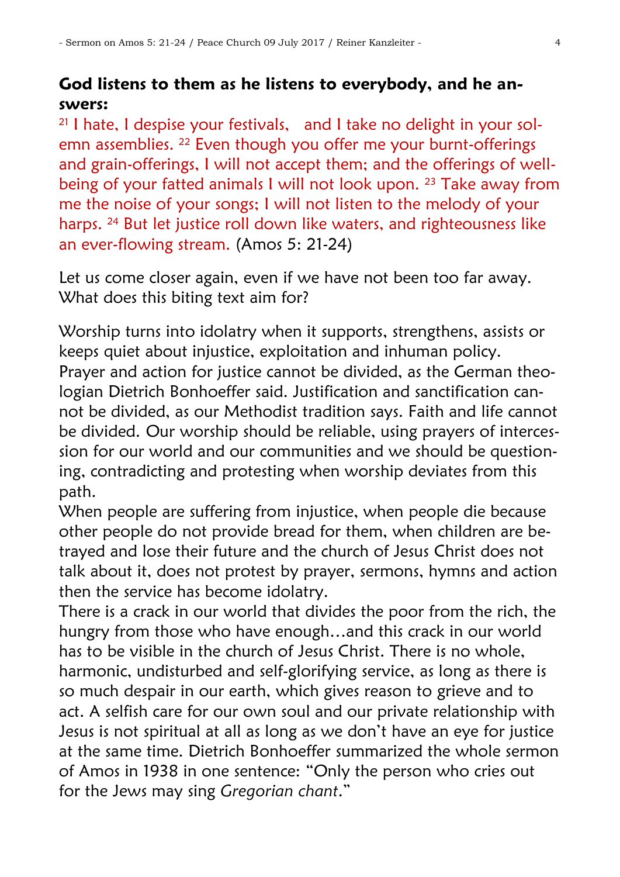**God listens to them as he listens to everybody, and he answers:**

[21] I hate, I despise your festivals, and I take no delight in your solemn assemblies. [22] Even though you offer me your burnt-offerings and grain-offerings, I will not accept them; and the offerings of well-being of your fatted animals I will not look upon. [23] Take away from me the noise of your songs; I will not listen to the melody of your harps. [24] But let justice roll down like waters, and righteousness like an ever-flowing stream. (Amos 5: 21-24)

Let us come closer again, even if we have not been too far away. What does this biting text aim for?

Worship turns into idolatry when it supports, strengthens, assists or keeps quiet about injustice, exploitation and inhuman policy. Prayer and action for justice cannot be divided, as the German theologian Dietrich Bonhoeffer said. Justification and sanctification cannot be divided, as our Methodist tradition says. Faith and life cannot be divided. Our worship should be reliable, using prayers of intercession for our world and our communities and we should be questioning, contradicting and protesting when worship deviates from this path.
When people are suffering from injustice, when people die because other people do not provide bread for them, when children are betrayed and lose their future and the church of Jesus Christ does not talk about it, does not protest by prayer, sermons, hymns and action then the service has become idolatry.
There is a crack in our world that divides the poor from the rich, the hungry from those who have enough…and this crack in our world has to be visible in the church of Jesus Christ. There is no whole, harmonic, undisturbed and self-glorifying service, as long as there is so much despair in our earth, which gives reason to grieve and to act. A selfish care for our own soul and our private relationship with Jesus is not spiritual at all as long as we don't have an eye for justice at the same time. Dietrich Bonhoeffer summarized the whole sermon of Amos in 1938 in one sentence: "Only the person who cries out for the Jews may sing *Gregorian chant*."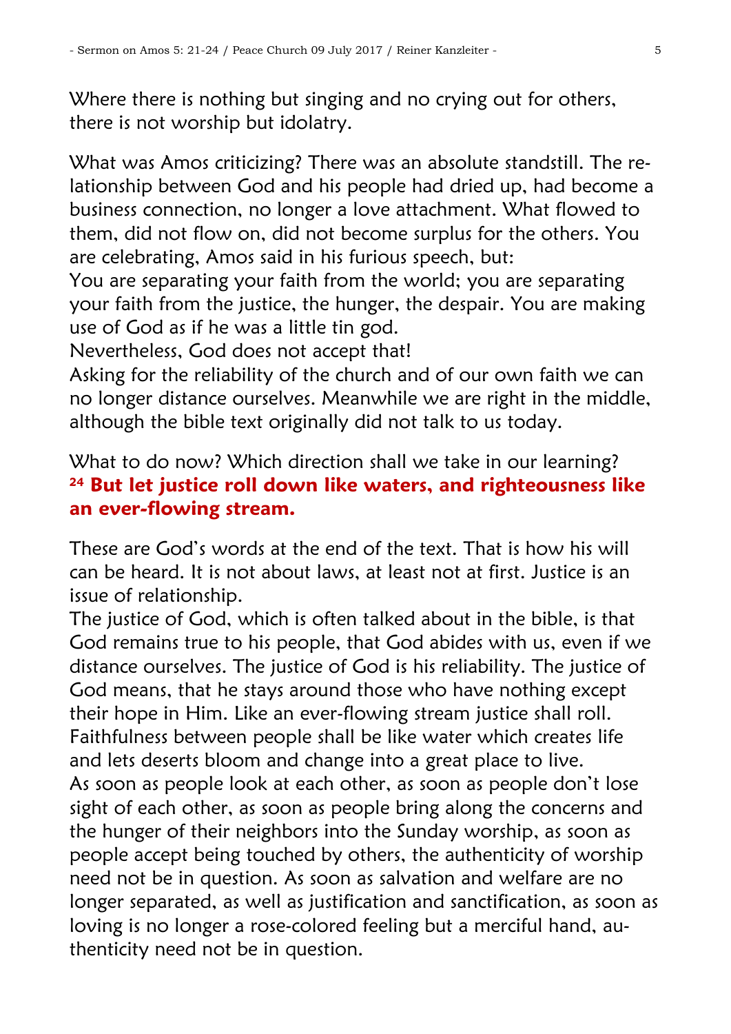Where there is nothing but singing and no crying out for others, there is not worship but idolatry.

What was Amos criticizing? There was an absolute standstill. The relationship between God and his people had dried up, had become a business connection, no longer a love attachment. What flowed to them, did not flow on, did not become surplus for the others. You are celebrating, Amos said in his furious speech, but:
You are separating your faith from the world; you are separating your faith from the justice, the hunger, the despair. You are making use of God as if he was a little tin god.
Nevertheless, God does not accept that!
Asking for the reliability of the church and of our own faith we can no longer distance ourselves. Meanwhile we are right in the middle, although the bible text originally did not talk to us today.

What to do now? Which direction shall we take in our learning?
**24 But let justice roll down like waters, and righteousness like an ever-flowing stream.**

These are God's words at the end of the text. That is how his will can be heard. It is not about laws, at least not at first. Justice is an issue of relationship.
The justice of God, which is often talked about in the bible, is that God remains true to his people, that God abides with us, even if we distance ourselves. The justice of God is his reliability. The justice of God means, that he stays around those who have nothing except their hope in Him. Like an ever-flowing stream justice shall roll. Faithfulness between people shall be like water which creates life and lets deserts bloom and change into a great place to live.
As soon as people look at each other, as soon as people don't lose sight of each other, as soon as people bring along the concerns and the hunger of their neighbors into the Sunday worship, as soon as people accept being touched by others, the authenticity of worship need not be in question. As soon as salvation and welfare are no longer separated, as well as justification and sanctification, as soon as loving is no longer a rose-colored feeling but a merciful hand, authenticity need not be in question.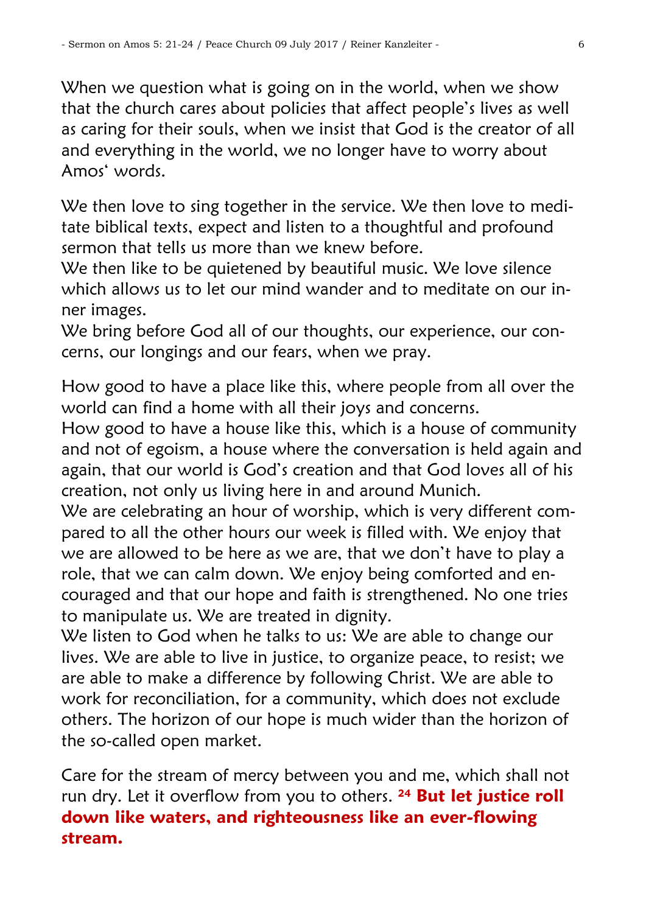When we question what is going on in the world, when we show that the church cares about policies that affect people's lives as well as caring for their souls, when we insist that God is the creator of all and everything in the world, we no longer have to worry about Amos' words.

We then love to sing together in the service. We then love to meditate biblical texts, expect and listen to a thoughtful and profound sermon that tells us more than we knew before.
We then like to be quietened by beautiful music. We love silence which allows us to let our mind wander and to meditate on our inner images.
We bring before God all of our thoughts, our experience, our concerns, our longings and our fears, when we pray.

How good to have a place like this, where people from all over the world can find a home with all their joys and concerns.
How good to have a house like this, which is a house of community and not of egoism, a house where the conversation is held again and again, that our world is God's creation and that God loves all of his creation, not only us living here in and around Munich.
We are celebrating an hour of worship, which is very different compared to all the other hours our week is filled with. We enjoy that we are allowed to be here as we are, that we don't have to play a role, that we can calm down. We enjoy being comforted and encouraged and that our hope and faith is strengthened. No one tries to manipulate us. We are treated in dignity.
We listen to God when he talks to us: We are able to change our lives. We are able to live in justice, to organize peace, to resist; we are able to make a difference by following Christ. We are able to work for reconciliation, for a community, which does not exclude others. The horizon of our hope is much wider than the horizon of the so-called open market.

Care for the stream of mercy between you and me, which shall not run dry. Let it overflow from you to others. **24 But let justice roll down like waters, and righteousness like an ever-flowing stream.**